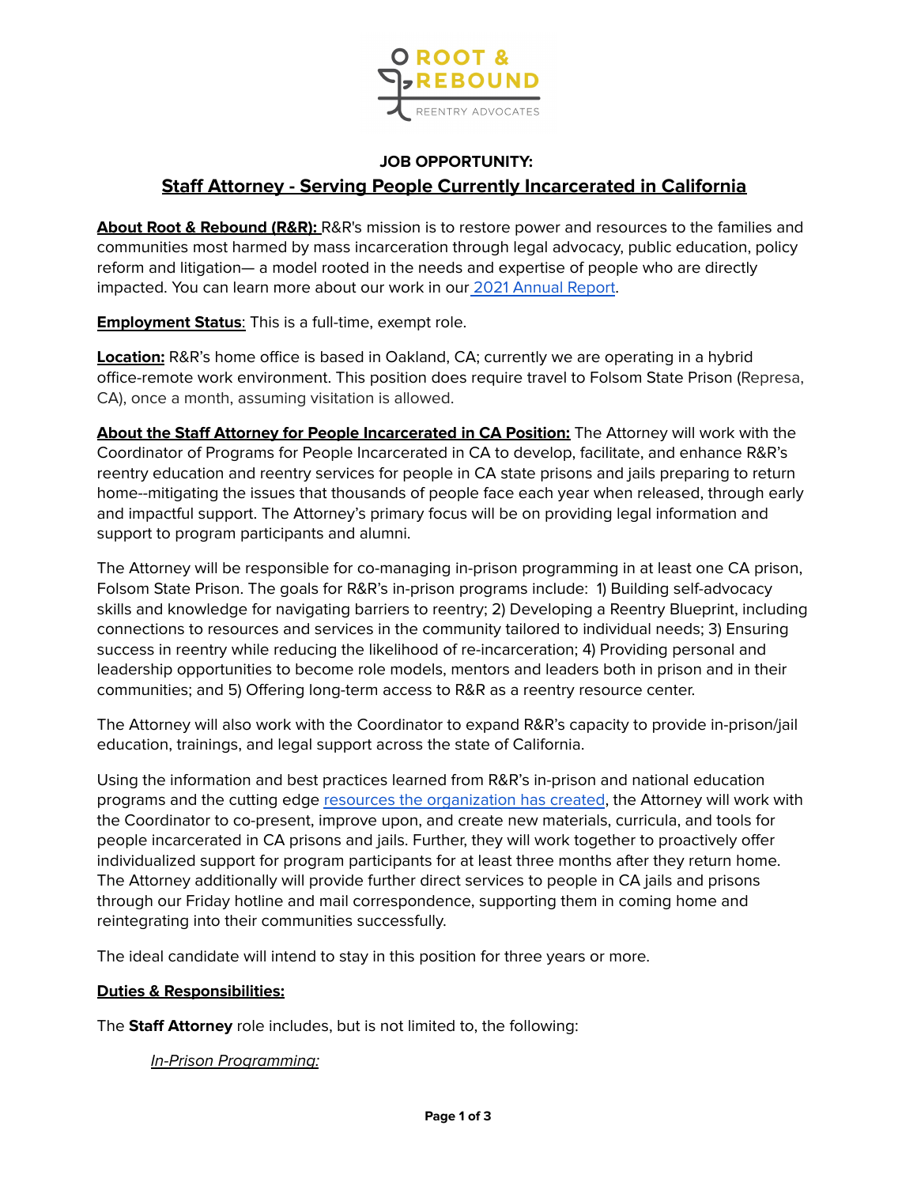ROOT & REBOUND

REENTRY ADVOCATES

**JOB OPPORTUNITY:**

## Staff Attorney - Serving People Currently Incarcerated in California

**About Root & Rebound (R&R):** R&R's mission is to restore power and resources to the families and communities most harmed by mass incarceration through legal advocacy, public education, policy reform and litigation— a model rooted in the needs and expertise of people who are directly impacted. You can learn more about our work in our [2021 Annual Report](2021 Annual Report).

**Employment Status**: This is a full-time, exempt role.

**Location:** R&R's home office is based in Oakland, CA; currently we are operating in a hybrid office-remote work environment. This position does require travel to Folsom State Prison (Represa, CA), once a month, assuming visitation is allowed.

**About the Staff Attorney for People Incarcerated in CA Position:** The Attorney will work with the Coordinator of Programs for People Incarcerated in CA to develop, facilitate, and enhance R&R's reentry education and reentry services for people in CA state prisons and jails preparing to return home--mitigating the issues that thousands of people face each year when released, through early and impactful support. The Attorney's primary focus will be on providing legal information and support to program participants and alumni.

The Attorney will be responsible for co-managing in-prison programming in at least one CA prison, Folsom State Prison. The goals for R&R's in-prison programs include: 1) Building self-advocacy skills and knowledge for navigating barriers to reentry; 2) Developing a Reentry Blueprint, including connections to resources and services in the community tailored to individual needs; 3) Ensuring success in reentry while reducing the likelihood of re-incarceration; 4) Providing personal and leadership opportunities to become role models, mentors and leaders both in prison and in their communities; and 5) Offering long-term access to R&R as a reentry resource center.

The Attorney will also work with the Coordinator to expand R&R's capacity to provide in-prison/jail education, trainings, and legal support across the state of California.

Using the information and best practices learned from R&R's in-prison and national education programs and the cutting edge [resources the organization has created](resources the organization has created), the Attorney will work with the Coordinator to co-present, improve upon, and create new materials, curricula, and tools for people incarcerated in CA prisons and jails. Further, they will work together to proactively offer individualized support for program participants for at least three months after they return home. The Attorney additionally will provide further direct services to people in CA jails and prisons through our Friday hotline and mail correspondence, supporting them in coming home and reintegrating into their communities successfully.

The ideal candidate will intend to stay in this position for three years or more.

**Duties & Responsibilities:**

The **Staff Attorney** role includes, but is not limited to, the following:

*In-Prison Programming:*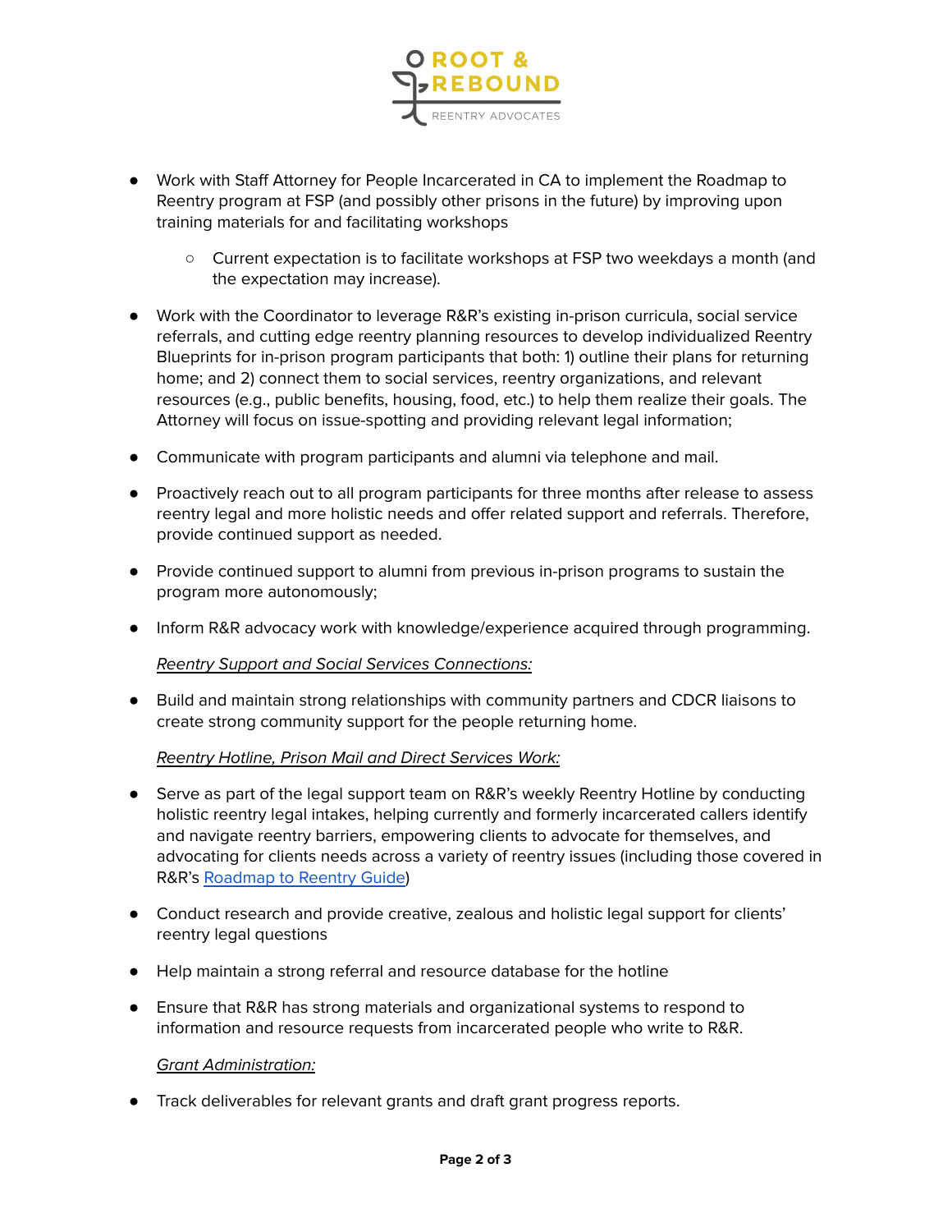- Work with Staff Attorney for People Incarcerated in CA to implement the Roadmap to Reentry program at FSP (and possibly other prisons in the future) by improving upon training materials for and facilitating workshops
  - Current expectation is to facilitate workshops at FSP two weekdays a month (and the expectation may increase).
- Work with the Coordinator to leverage R&R's existing in-prison curricula, social service referrals, and cutting edge reentry planning resources to develop individualized Reentry Blueprints for in-prison program participants that both: 1) outline their plans for returning home; and 2) connect them to social services, reentry organizations, and relevant resources (e.g., public benefits, housing, food, etc.) to help them realize their goals. The Attorney will focus on issue-spotting and providing relevant legal information;
- Communicate with program participants and alumni via telephone and mail.
- Proactively reach out to all program participants for three months after release to assess reentry legal and more holistic needs and offer related support and referrals. Therefore, provide continued support as needed.
- Provide continued support to alumni from previous in-prison programs to sustain the program more autonomously;
- Inform R&R advocacy work with knowledge/experience acquired through programming.

<u>*Reentry Support and Social Services Connections:*</u>

- Build and maintain strong relationships with community partners and CDCR liaisons to create strong community support for the people returning home.

<u>*Reentry Hotline, Prison Mail and Direct Services Work:*</u>

- Serve as part of the legal support team on R&R's weekly Reentry Hotline by conducting holistic reentry legal intakes, helping currently and formerly incarcerated callers identify and navigate reentry barriers, empowering clients to advocate for themselves, and advocating for clients needs across a variety of reentry issues (including those covered in R&R's Roadmap to Reentry Guide)
- Conduct research and provide creative, zealous and holistic legal support for clients' reentry legal questions
- Help maintain a strong referral and resource database for the hotline
- Ensure that R&R has strong materials and organizational systems to respond to information and resource requests from incarcerated people who write to R&R.

<u>*Grant Administration:*</u>

- Track deliverables for relevant grants and draft grant progress reports.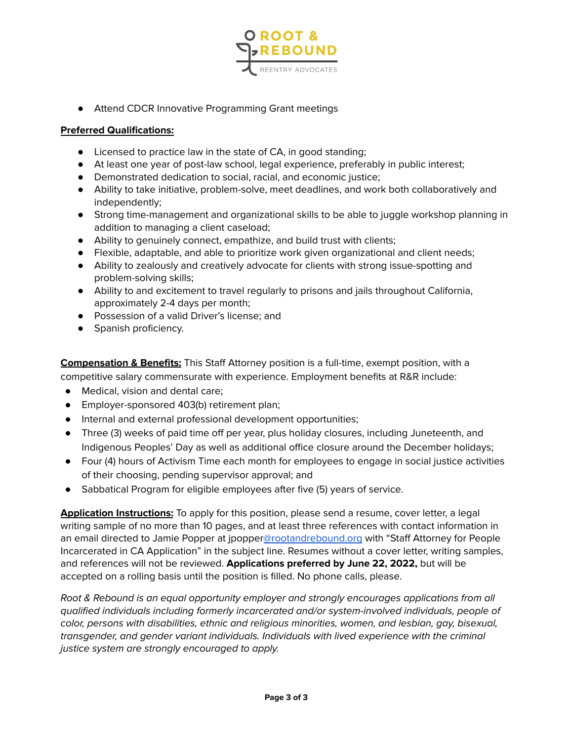- Attend CDCR Innovative Programming Grant meetings

**Preferred Qualifications:**

- Licensed to practice law in the state of CA, in good standing;
- At least one year of post-law school, legal experience, preferably in public interest;
- Demonstrated dedication to social, racial, and economic justice;
- Ability to take initiative, problem-solve, meet deadlines, and work both collaboratively and independently;
- Strong time-management and organizational skills to be able to juggle workshop planning in addition to managing a client caseload;
- Ability to genuinely connect, empathize, and build trust with clients;
- Flexible, adaptable, and able to prioritize work given organizational and client needs;
- Ability to zealously and creatively advocate for clients with strong issue-spotting and problem-solving skills;
- Ability to and excitement to travel regularly to prisons and jails throughout California, approximately 2-4 days per month;
- Possession of a valid Driver's license; and
- Spanish proficiency.

**Compensation & Benefits:** This Staff Attorney position is a full-time, exempt position, with a competitive salary commensurate with experience. Employment benefits at R&R include:

- Medical, vision and dental care;
- Employer-sponsored 403(b) retirement plan;
- Internal and external professional development opportunities;
- Three (3) weeks of paid time off per year, plus holiday closures, including Juneteenth, and Indigenous Peoples' Day as well as additional office closure around the December holidays;
- Four (4) hours of Activism Time each month for employees to engage in social justice activities of their choosing, pending supervisor approval; and
- Sabbatical Program for eligible employees after five (5) years of service.

**Application Instructions:** To apply for this position, please send a resume, cover letter, a legal writing sample of no more than 10 pages, and at least three references with contact information in an email directed to Jamie Popper at jpopper@rootandrebound.org with "Staff Attorney for People Incarcerated in CA Application" in the subject line. Resumes without a cover letter, writing samples, and references will not be reviewed. **Applications preferred by June 22, 2022,** but will be accepted on a rolling basis until the position is filled. No phone calls, please.

*Root & Rebound is an equal opportunity employer and strongly encourages applications from all qualified individuals including formerly incarcerated and/or system-involved individuals, people of color, persons with disabilities, ethnic and religious minorities, women, and lesbian, gay, bisexual, transgender, and gender variant individuals. Individuals with lived experience with the criminal justice system are strongly encouraged to apply.*